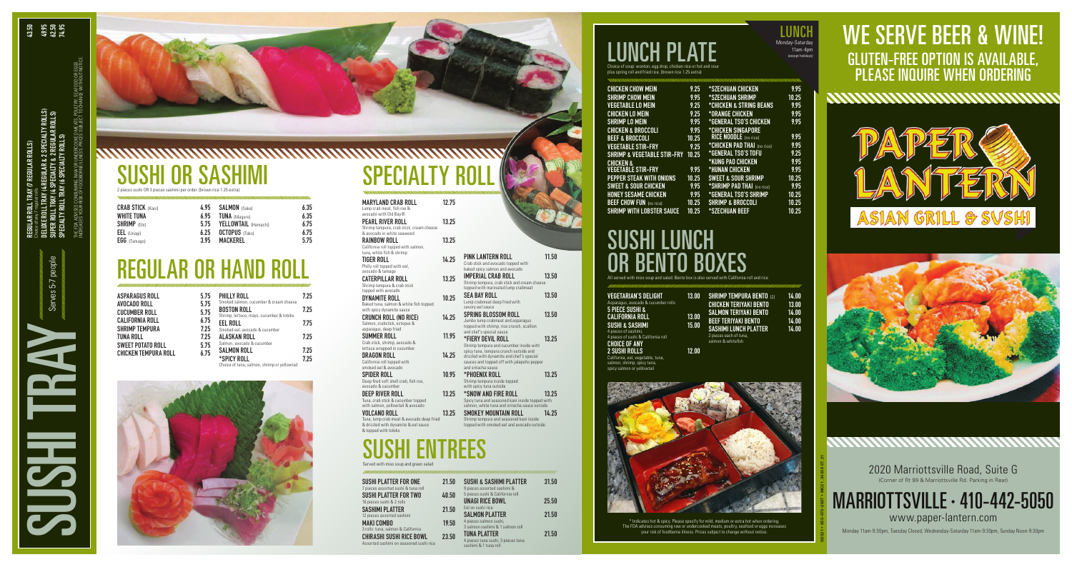# SUSHI TRAY

Serves 5-7 people

| | |
|---|---|
| REGULAR ROLL TRAY (7 REGULAR ROLLS) Choice of any 7 regular rolls | 42.50 |
| DELUXE ROLL TRAY (4 REGULAR & 2 SPECIALTY ROLLS) | 49.95 |
| SUPER ROLL TRAY (4 SPECIALTY & 2 REGULAR ROLLS) | 62.50 |
| SPECIALTY ROLL TRAY (6 SPECIALTY ROLLS) | 74.95 |

THE FDA ADVISES CONSUMING RAW OR UNDERCOOKED MEATS, POULTRY, SEAFOOD OR EGGS INCREASES YOUR RISK OF FOODBORNE ILLNESS. PRICES SUBJECT TO CHANGE WITHOUT NOTICE.

# SUSHI OR SASHIMI

2 pieces sushi OR 3 pieces sashimi per order. (brown rice 1.25 extra)

| | | | |
|---|---|---|---|
| CRAB STICK (Kani) | 4.95 | SALMON (Sake) | 6.35 |
| WHITE TUNA | 6.95 | TUNA (Maguro) | 6.35 |
| SHRIMP (Ebi) | 5.75 | YELLOWTAIL (Hamachi) | 6.75 |
| EEL (Unagi) | 6.25 | OCTOPUS (Tako) | 6.75 |
| EGG (Tamago) | 3.95 | MACKEREL | 5.75 |

# REGULAR OR HAND ROLL

| | | | |
|---|---|---|---|
| ASPARAGUS ROLL | 5.75 | PHILLY ROLL Smoked salmon, cucumber & cream cheese | 7.25 |
| AVOCADO ROLL | 5.75 | BOSTON ROLL Shrimp, lettuce, mayo, cucumber & tobiko | 7.25 |
| CUCUMBER ROLL | 5.75 | EEL ROLL Smoked eel, avocado & cucumber | 7.75 |
| CALIFORNIA ROLL | 6.75 | ALASKAN ROLL Salmon, avocado & cucumber | 7.25 |
| SHRIMP TEMPURA | 7.25 | SALMON ROLL | 7.25 |
| TUNA ROLL | 7.25 | *SPICY ROLL Choice of tuna, salmon, shrimp or yellowtail | 7.25 |
| SWEET POTATO ROLL | 5.75 | | |
| CHICKEN TEMPURA ROLL | 6.75 | | |

# SPECIALTY ROLL

| | |
|---|---|
| MARYLAND CRAB ROLL Lump crab meat, fish roe & avocado with Old Bay® | 12.75 |
| PEARL RIVER ROLL Shrimp tempura, crab stick, cream cheese & avocado in white seaweed | 13.25 |
| RAINBOW ROLL California roll topped with salmon, tuna, white fish & shrimp | 13.25 |
| TIGER ROLL Philly roll topped with eel, avocado & tamago | 14.25 |
| CATERPILLAR ROLL Shrimp tempura & crab stick topped with avocado | 13.25 |
| DYNAMITE ROLL Baked tuna, salmon & white fish topped with spicy dynamite sauce | 10.25 |
| CRUNCH ROLL (NO RICE) Salmon, crabstick, octopus & asparagus, deep fried | 14.25 |
| SUMMER ROLL Crab stick, shrimp, avocado & lettuce wrapped in cucumber | 11.95 |
| DRAGON ROLL California roll topped with smoked eel & avocado | 14.25 |
| SPIDER ROLL Deep fried soft shell crab, fish roe, avocado & cucumber | 10.95 |
| DEEP RIVER ROLL Tuna, crab stick & cucumber topped with salmon, yellowtail & avocado | 13.25 |
| VOLCANO ROLL Tuna, lump crab meat & avocado deep fried & drizzled with dynamite & eel sauce & topped with tobiko | 13.25 |
| PINK LANTERN ROLL Crab stick and avocado topped with baked spicy salmon and avocado | 11.50 |
| IMPERIAL CRAB ROLL Shrimp tempura, crab stick and cream cheese topped with marinated lump crabmeat | 13.50 |
| SEA BAY ROLL Lump crabmeat deep fried with savory eel sauce | 13.50 |
| SPRING BLOSSOM ROLL Jumbo lump crabmeat and asparagus topped with shrimp, rice crunch, scallion and chef's special sauce | 13.50 |
| *FIERY DEVIL ROLL Shrimp tempura and cucumber inside with spicy tuna, tempura crunch outside and drizzled with dynamite and chef's special sauces and topped off with jalapeño pepper and sriracha sauce | 13.25 |
| *PHOENIX ROLL Shrimp tempura inside topped with spicy tuna outside | 13.25 |
| *SNOW AND FIRE ROLL Spicy tuna and seasoned kani inside topped with salmon, white tuna and sriracha sauce outside | 13.25 |
| SMOKEY MOUNTAIN ROLL Shrimp tempura and seasoned kani inside topped with smoked eel and avocado outside | 14.25 |

# SUSHI ENTREES

Served with miso soup and green salad

| | | | |
|---|---|---|---|
| SUSHI PLATTER FOR ONE 7 pieces assorted sushi & tuna roll | 21.50 | SUSHI & SASHIMI PLATTER 9 pieces assorted sashimi & 5 pieces sushi & California roll | 31.50 |
| SUSHI PLATTER FOR TWO 16 pieces sushi & 2 rolls | 40.50 | UNAGI RICE BOWL Eel on sushi rice | 25.50 |
| SASHIMI PLATTER 12 pieces assorted sashimi | 21.50 | SALMON PLATTER 4 pieces salmon sushi, 3 salmon sashimi & 1 salmon roll | 21.50 |
| MAKI COMBO 3 rolls: tuna, salmon & California | 19.50 | TUNA PLATTER 4 pieces tuna sushi, 3 pieces tuna sashimi & 1 tuna roll | 21.50 |
| CHIRASHI SUSHI RICE BOWL Assorted sashimi on seasoned sushi rice | 23.50 | | |

# LUNCH PLATE

**LUNCH** Monday-Saturday 11am-4pm (except holidays)

Choice of soup: wonton, egg drop, chicken rice or hot and sour plus spring roll and fried rice. (brown rice 1.25 extra)

| | | | |
|---|---|---|---|
| CHICKEN CHOW MEIN | 9.25 | *SZECHUAN CHICKEN | 9.95 |
| SHRIMP CHOW MEIN | 9.95 | *SZECHUAN SHRIMP | 10.25 |
| VEGETABLE LO MEIN | 9.25 | *CHICKEN & STRING BEANS | 9.95 |
| CHICKEN LO MEIN | 9.25 | *ORANGE CHICKEN | 9.95 |
| SHRIMP LO MEIN | 9.95 | *GENERAL TSO'S CHICKEN | 9.95 |
| CHICKEN & BROCCOLI | 9.95 | *CHICKEN SINGAPORE RICE NOODLE (no rice) | 9.95 |
| BEEF & BROCCOLI | 10.25 | | |
| VEGETABLE STIR-FRY | 9.25 | *CHICKEN PAD THAI (no rice) | 9.95 |
| SHRIMP & VEGETABLE STIR-FRY | 10.25 | *GENERAL TSO'S TOFU | 9.25 |
| CHICKEN & VEGETABLE STIR-FRY | 9.95 | *KUNG PAO CHICKEN | 9.95 |
| | | *HUNAN CHICKEN | 9.95 |
| PEPPER STEAK WITH ONIONS | 10.25 | SWEET & SOUR SHRIMP | 10.25 |
| SWEET & SOUR CHICKEN | 9.95 | *SHRIMP PAD THAI (no rice) | 9.95 |
| HONEY SESAME CHICKEN | 9.95 | *GENERAL TSO'S SHRIMP | 10.25 |
| BEEF CHOW FUN (no rice) | 10.25 | SHRIMP & BROCCOLI | 10.25 |
| SHRIMP WITH LOBSTER SAUCE | 10.25 | *SZECHUAN BEEF | 10.25 |

# SUSHI LUNCH OR BENTO BOXES

All served with miso soup and salad. Bento box is also served with California roll and rice

| | | | |
|---|---|---|---|
| VEGETARIAN'S DELIGHT Asparagus, avocado & cucumber rolls | 13.00 | SHRIMP TEMPURA BENTO (2) | 14.00 |
| 5 PIECE SUSHI & CALIFORNIA ROLL | 13.00 | CHICKEN TERIYAKI BENTO | 13.00 |
| SUSHI & SASHIMI 4 pieces of sashimi, 4 pieces of sushi & California roll | 15.00 | SALMON TERIYAKI BENTO | 14.00 |
| CHOICE OF ANY 2 SUSHI ROLLS California, eel, vegetable, tuna, salmon, shrimp, spicy tuna, spicy salmon or yellowtail | 12.00 | BEEF TERIYAKI BENTO | 14.00 |
| | | SASHIMI LUNCH PLATTER 2 pieces each of tuna, salmon & whitefish | 14.00 |

* Indicates hot & spicy. Please specify for mild, medium or extra hot when ordering. The FDA advises consuming raw or undercooked meats, poultry, seafood or eggs increases your risk of foodborne illness. Prices subject to change without notice.

# WE SERVE BEER & WINE!

## GLUTEN-FREE OPTION IS AVAILABLE, PLEASE INQUIRE WHEN ORDERING

PAPER LANTERN
ASIAN GRILL & SUSHI

2020 Marriottsville Road, Suite G
(Corner of Rt 99 & Marriottsville Rd. Parking in Rear)

# MARRIOTTSVILLE • 410-442-5050

www.paper-lantern.com

Monday 11am-9:30pm, Tuesday Closed, Wednesday-Saturday 11am-9:30pm, Sunday Noon-9:30pm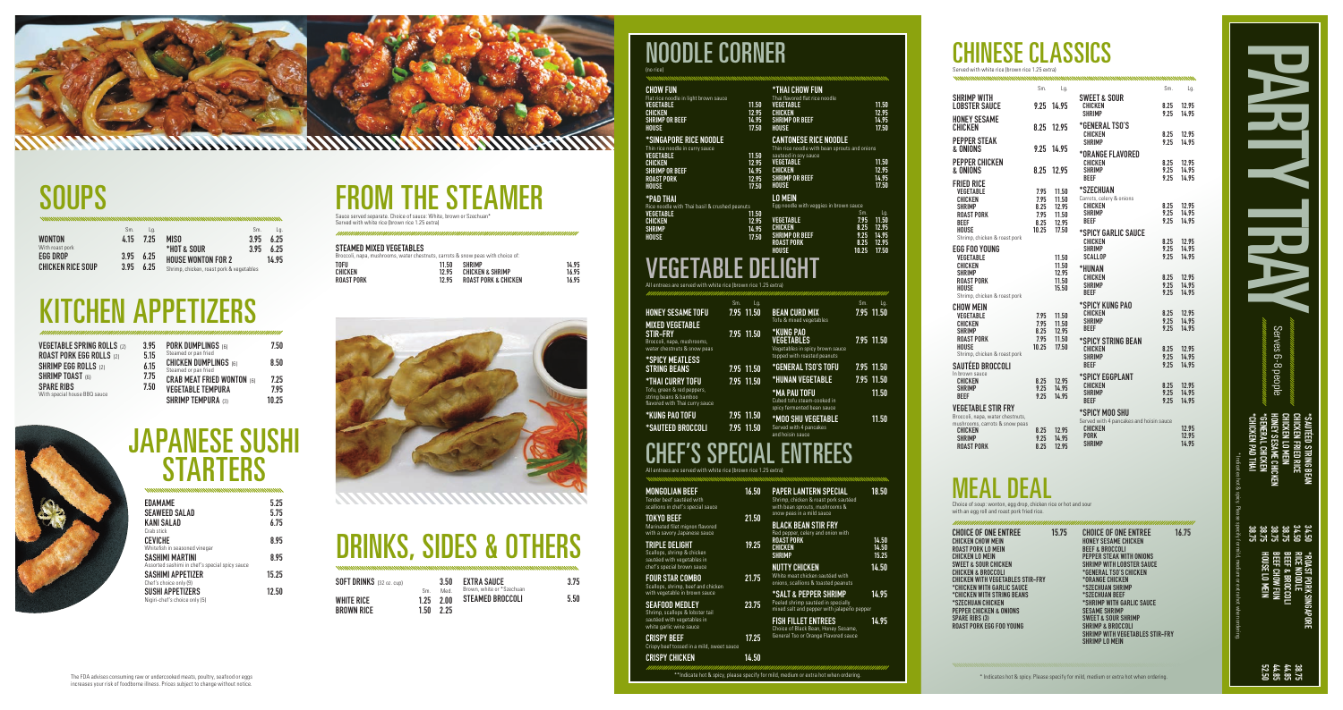# SOUPS

| | Sm. | Lg. |
|---|---|---|
| WONTON (With roast pork) | 4.15 | 7.25 |
| EGG DROP | 3.95 | 6.25 |
| CHICKEN RICE SOUP | 3.95 | 6.25 |
| MISO | 3.95 | 6.25 |
| *HOT & SOUR | 3.95 | 6.25 |
| HOUSE WONTON FOR 2 (Shrimp, chicken, roast pork & vegetables) | | 14.95 |

# KITCHEN APPETIZERS

| | |
|---|---|
| VEGETABLE SPRING ROLLS (2) | 3.95 |
| ROAST PORK EGG ROLLS (2) | 5.15 |
| SHRIMP EGG ROLLS (2) | 6.15 |
| SHRIMP TOAST (6) | 7.75 |
| SPARE RIBS (With special house BBQ sauce) | 7.50 |
| PORK DUMPLINGS (6) (Steamed or pan fried) | 7.50 |
| CHICKEN DUMPLINGS (6) (Steamed or pan fried) | 8.50 |
| CRAB MEAT FRIED WONTON (6) | 7.25 |
| VEGETABLE TEMPURA | 7.95 |
| SHRIMP TEMPURA (3) | 10.25 |

# JAPANESE SUSHI STARTERS

| | |
|---|---|
| EDAMAME | 5.25 |
| SEAWEED SALAD | 5.75 |
| KANI SALAD (Crab stick) | 6.75 |
| CEVICHE (Whitefish in seasoned vinegar) | 8.95 |
| SASHIMI MARTINI (Assorted sashimi in chef's special spicy sauce) | 8.95 |
| SASHIMI APPETIZER (Chef's choice only (8)) | 15.25 |
| SUSHI APPETIZERS (Nigiri-chef's choice only (6)) | 12.50 |

# FROM THE STEAMER

Sauce served separate. Choice of sauce: White, brown or Szechuan*
Served with white rice (brown rice 1.25 extra)

**STEAMED MIXED VEGETABLES**
Broccoli, napa, mushrooms, water chestnuts, carrots & snow peas with choice of:

| | |
|---|---|
| TOFU | 11.50 |
| CHICKEN | 12.95 |
| ROAST PORK | 12.95 |
| SHRIMP | 14.95 |
| CHICKEN & SHRIMP | 16.95 |
| ROAST PORK & CHICKEN | 16.95 |

# DRINKS, SIDES & OTHERS

| | Sm. | Med. |
|---|---|---|
| SOFT DRINKS (32 oz. cup) | | 3.50 |
| WHITE RICE | 1.25 | 2.00 |
| BROWN RICE | 1.50 | 2.25 |

| | |
|---|---|
| EXTRA SAUCE (Brown, white or *Szechuan) | 3.75 |
| STEAMED BROCCOLI | 5.50 |

The FDA advises consuming raw or undercooked meats, poultry, seafood or eggs increases your risk of foodborne illness. Prices subject to change without notice.

# NOODLE CORNER

(no rice)

**CHOW FUN**
Flat rice noodle in light brown sauce

| | |
|---|---|
| VEGETABLE | 11.50 |
| CHICKEN | 12.95 |
| SHRIMP OR BEEF | 14.95 |
| HOUSE | 17.50 |

***SINGAPORE RICE NOODLE**
Thin rice noodle in curry sauce

| | |
|---|---|
| VEGETABLE | 11.50 |
| CHICKEN | 12.95 |
| SHRIMP OR BEEF | 14.95 |
| ROAST PORK | 12.95 |
| HOUSE | 17.50 |

***PAD THAI**
Rice noodle with Thai basil & crushed peanuts

| | |
|---|---|
| VEGETABLE | 11.50 |
| CHICKEN | 12.95 |
| SHRIMP | 14.95 |
| HOUSE | 17.50 |

***THAI CHOW FUN**
Thai flavored flat rice noodle

| | |
|---|---|
| VEGETABLE | 11.50 |
| CHICKEN | 12.95 |
| SHRIMP OR BEEF | 14.95 |
| HOUSE | 17.50 |

**CANTONESE RICE NOODLE**
Thin rice noodle with bean sprouts and onions sauteed in soy sauce

| | |
|---|---|
| VEGETABLE | 11.50 |
| CHICKEN | 12.95 |
| SHRIMP OR BEEF | 14.95 |
| HOUSE | 17.50 |

**LO MEIN**
Egg noodle with veggies in brown sauce

| | Sm. | Lg. |
|---|---|---|
| VEGETABLE | 7.95 | 11.50 |
| CHICKEN | 8.25 | 12.95 |
| SHRIMP OR BEEF | 9.25 | 14.95 |
| ROAST PORK | 8.25 | 12.95 |
| HOUSE | 10.25 | 17.50 |

# VEGETABLE DELIGHT

All entrees are served with white rice (brown rice 1.25 extra)

| | Sm. | Lg. |
|---|---|---|
| HONEY SESAME TOFU | 7.95 | 11.50 |
| MIXED VEGETABLE STIR-FRY (Broccoli, napa, mushrooms, water chestnuts & snow peas) | 7.95 | 11.50 |
| *SPICY MEATLESS STRING BEANS | 7.95 | 11.50 |
| *THAI CURRY TOFU (Tofu, green & red peppers, string beans & bamboo flavored with Thai curry sauce) | 7.95 | 11.50 |
| *KUNG PAO TOFU | 7.95 | 11.50 |
| *SAUTEED BROCCOLI | 7.95 | 11.50 |
| BEAN CURD MIX (Tofu & mixed vegetables) | 7.95 | 11.50 |
| *KUNG PAO VEGETABLES (Vegetables in spicy brown sauce topped with roasted peanuts) | 7.95 | 11.50 |
| *GENERAL TSO'S TOFU | 7.95 | 11.50 |
| *HUNAN VEGETABLE | 7.95 | 11.50 |
| *MA PAU TOFU (Cubed tofu steam-cooked in spicy fermented bean sauce) | | 11.50 |
| *MOO SHU VEGETABLE (Served with 4 pancakes and hoisin sauce) | | 11.50 |

# CHEF'S SPECIAL ENTREES

All entrees are served with white rice (brown rice 1.25 extra)

| | |
|---|---|
| MONGOLIAN BEEF (Tender beef sautéed with scallions in chef's special sauce) | 16.50 |
| TOKYO BEEF (Marinated filet mignon flavored with a savory Japanese sauce) | 21.50 |
| TRIPLE DELIGHT (Scallops, shrimp & chicken sautéed with vegetables in chef's special brown sauce) | 19.25 |
| FOUR STAR COMBO (Scallops, shrimp, beef and chicken with vegetable in brown sauce) | 21.75 |
| SEAFOOD MEDLEY (Shrimp, scallops & lobster tail sautéed with vegetables in white garlic wine sauce) | 23.75 |
| CRISPY BEEF (Crispy beef tossed in a mild, sweet sauce) | 17.25 |
| CRISPY CHICKEN | 14.50 |
| PAPER LANTERN SPECIAL (Shrimp, chicken & roast pork sautéed with bean sprouts, mushrooms & snow peas in a mild sauce) | 18.50 |

**BLACK BEAN STIR FRY**
Red pepper, celery and onion with

| | |
|---|---|
| ROAST PORK | 14.50 |
| CHICKEN | 14.50 |
| SHRIMP | 15.25 |

| | |
|---|---|
| NUTTY CHICKEN (White meat chicken sautéed with onions, scallions & toasted peanuts) | 14.50 |
| *SALT & PEPPER SHRIMP (Peeled shrimp sautéed in specially mixed salt and pepper with jalapeño pepper) | 14.95 |
| FISH FILLET ENTREES (Choice of Black Bean, Honey Sesame, General Tso or Orange Flavored sauce) | 14.95 |

**Indicate hot & spicy, please specify for mild, medium or extra hot when ordering.

# CHINESE CLASSICS

Served with white rice (brown rice 1.25 extra)

| | Sm. | Lg. |
|---|---|---|
| SHRIMP WITH LOBSTER SAUCE | 9.25 | 14.95 |
| HONEY SESAME CHICKEN | 8.25 | 12.95 |
| PEPPER STEAK & ONIONS | 9.25 | 14.95 |
| PEPPER CHICKEN & ONIONS | 8.25 | 12.95 |

**FRIED RICE**

| | Sm. | Lg. |
|---|---|---|
| VEGETABLE | 7.95 | 11.50 |
| CHICKEN | 7.95 | 11.50 |
| SHRIMP | 8.25 | 12.95 |
| ROAST PORK | 7.95 | 11.50 |
| BEEF | 8.25 | 12.95 |
| HOUSE (Shrimp, chicken & roast pork) | 10.25 | 17.50 |

**EGG FOO YOUNG**

| | |
|---|---|
| VEGETABLE | 11.50 |
| CHICKEN | 11.50 |
| SHRIMP | 12.95 |
| ROAST PORK | 11.50 |
| HOUSE (Shrimp, chicken & roast pork) | 15.50 |

**CHOW MEIN**

| | Sm. | Lg. |
|---|---|---|
| VEGETABLE | 7.95 | 11.50 |
| CHICKEN | 7.95 | 11.50 |
| SHRIMP | 8.25 | 12.95 |
| ROAST PORK | 7.95 | 11.50 |
| HOUSE (Shrimp, chicken & roast pork) | 10.25 | 17.50 |

**SAUTÉED BROCCOLI**
In brown sauce

| | Sm. | Lg. |
|---|---|---|
| CHICKEN | 8.25 | 12.95 |
| SHRIMP | 9.25 | 14.95 |
| BEEF | 9.25 | 14.95 |

**VEGETABLE STIR FRY**
Broccoli, napa, water chestnuts, mushrooms, carrots & snow peas

| | Sm. | Lg. |
|---|---|---|
| CHICKEN | 8.25 | 12.95 |
| SHRIMP | 9.25 | 14.95 |
| ROAST PORK | 8.25 | 12.95 |

**SWEET & SOUR**

| | Sm. | Lg. |
|---|---|---|
| CHICKEN | 8.25 | 12.95 |
| SHRIMP | 9.25 | 14.95 |

***GENERAL TSO'S**

| | Sm. | Lg. |
|---|---|---|
| CHICKEN | 8.25 | 12.95 |
| SHRIMP | 9.25 | 14.95 |

***ORANGE FLAVORED**

| | Sm. | Lg. |
|---|---|---|
| CHICKEN | 8.25 | 12.95 |
| SHRIMP | 9.25 | 14.95 |
| BEEF | 9.25 | 14.95 |

***SZECHUAN**
Carrots, celery & onions

| | Sm. | Lg. |
|---|---|---|
| CHICKEN | 8.25 | 12.95 |
| SHRIMP | 9.25 | 14.95 |
| BEEF | 9.25 | 14.95 |

***SPICY GARLIC SAUCE**

| | Sm. | Lg. |
|---|---|---|
| CHICKEN | 8.25 | 12.95 |
| SHRIMP | 9.25 | 14.95 |
| SCALLOP | 9.25 | 14.95 |

***HUNAN**

| | Sm. | Lg. |
|---|---|---|
| CHICKEN | 8.25 | 12.95 |
| SHRIMP | 9.25 | 14.95 |
| BEEF | 9.25 | 14.95 |

***SPICY KUNG PAO**

| | Sm. | Lg. |
|---|---|---|
| CHICKEN | 8.25 | 12.95 |
| SHRIMP | 9.25 | 14.95 |
| BEEF | 9.25 | 14.95 |

***SPICY STRING BEAN**

| | Sm. | Lg. |
|---|---|---|
| CHICKEN | 8.25 | 12.95 |
| SHRIMP | 9.25 | 14.95 |
| BEEF | 9.25 | 14.95 |

***SPICY EGGPLANT**

| | Sm. | Lg. |
|---|---|---|
| CHICKEN | 8.25 | 12.95 |
| SHRIMP | 9.25 | 14.95 |
| BEEF | 9.25 | 14.95 |

***SPICY MOO SHU**
Served with 4 pancakes and hoisin sauce

| | |
|---|---|
| CHICKEN | 12.95 |
| PORK | 12.95 |
| SHRIMP | 14.95 |

# MEAL DEAL

Choice of soup: wonton, egg drop, chicken rice or hot and sour with an egg roll and roast pork fried rice.

**CHOICE OF ONE ENTREE — 15.75**

- CHICKEN CHOW MEIN
- ROAST PORK LO MEIN
- CHICKEN LO MEIN
- SWEET & SOUR CHICKEN
- CHICKEN & BROCCOLI
- CHICKEN WITH VEGETABLES STIR-FRY
- *CHICKEN WITH GARLIC SAUCE
- *CHICKEN WITH STRING BEANS
- *SZECHUAN CHICKEN
- PEPPER CHICKEN & ONIONS
- SPARE RIBS (3)
- ROAST PORK EGG FOO YOUNG

**CHOICE OF ONE ENTREE — 16.75**

- HONEY SESAME CHICKEN
- BEEF & BROCCOLI
- PEPPER STEAK WITH ONIONS
- SHRIMP WITH LOBSTER SAUCE
- *GENERAL TSO'S CHICKEN
- *ORANGE CHICKEN
- *SZECHUAN SHRIMP
- *SZECHUAN BEEF
- *SHRIMP WITH GARLIC SAUCE
- SESAME SHRIMP
- SWEET & SOUR SHRIMP
- SHRIMP & BROCCOLI
- SHRIMP WITH VEGETABLES STIR-FRY
- SHRIMP LO MEIN

* Indicates hot & spicy. Please specify for mild, medium or extra hot when ordering.

# PARTY TRAY

Serves 6-8 people

| | |
|---|---|
| *SAUTEED STRING BEAN | 34.50 |
| CHICKEN FRIED RICE | 34.50 |
| CHICKEN LO MEIN | 38.75 |
| HONEY SESAME CHICKEN | 38.75 |
| *GENERAL CHICKEN | 38.75 |
| *CHICKEN PAD THAI | 38.75 |
| *ROAST PORK SINGAPORE RICE NOODLE | 38.75 |
| BEEF & BROCCOLI | 44.95 |
| BEEF CHOW FUN | 44.95 |
| HOUSE LO MEIN | 52.50 |

* Indicates hot & spicy. Please specify for mild, medium or extra hot when ordering.